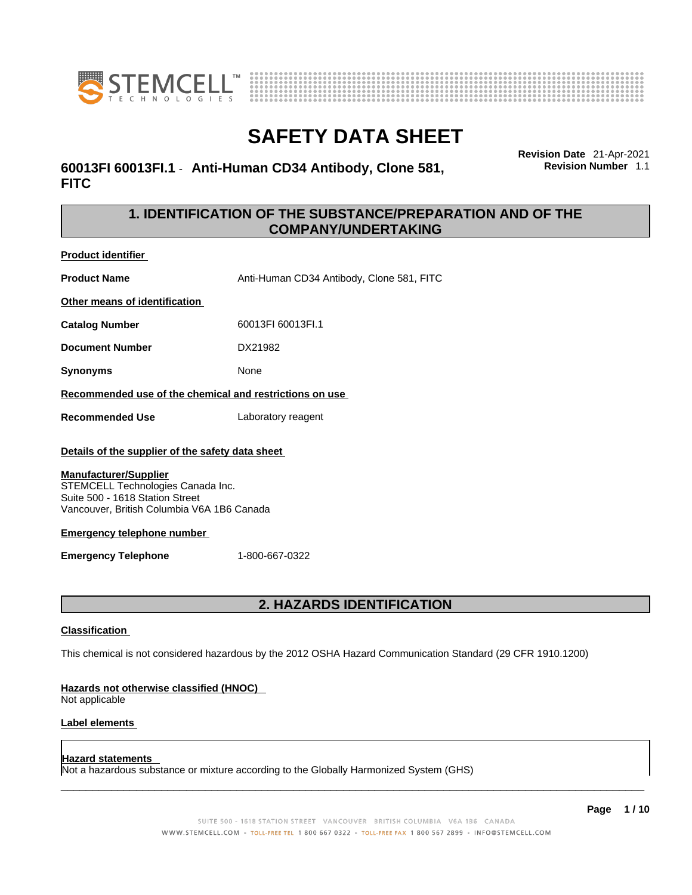# SAFETY DATA SHEET

**60013FI 60013FI.1 - Anti-Human CD34 Antibody, Clone 581, FITC**

**Revision Date** 21-Apr-2021
**Revision Number** 1.1

## 1. IDENTIFICATION OF THE SUBSTANCE/PREPARATION AND OF THE COMPANY/UNDERTAKING

**Product identifier**

**Product Name** Anti-Human CD34 Antibody, Clone 581, FITC

**Other means of identification**

**Catalog Number** 60013FI 60013FI.1

**Document Number** DX21982

**Synonyms** None

**Recommended use of the chemical and restrictions on use**

**Recommended Use** Laboratory reagent

**Details of the supplier of the safety data sheet**

**Manufacturer/Supplier**
STEMCELL Technologies Canada Inc.
Suite 500 - 1618 Station Street
Vancouver, British Columbia V6A 1B6 Canada

**Emergency telephone number**

**Emergency Telephone** 1-800-667-0322

## 2. HAZARDS IDENTIFICATION

**Classification**

This chemical is not considered hazardous by the 2012 OSHA Hazard Communication Standard (29 CFR 1910.1200)

**Hazards not otherwise classified (HNOC)**
Not applicable

**Label elements**

**Hazard statements**
Not a hazardous substance or mixture according to the Globally Harmonized System (GHS)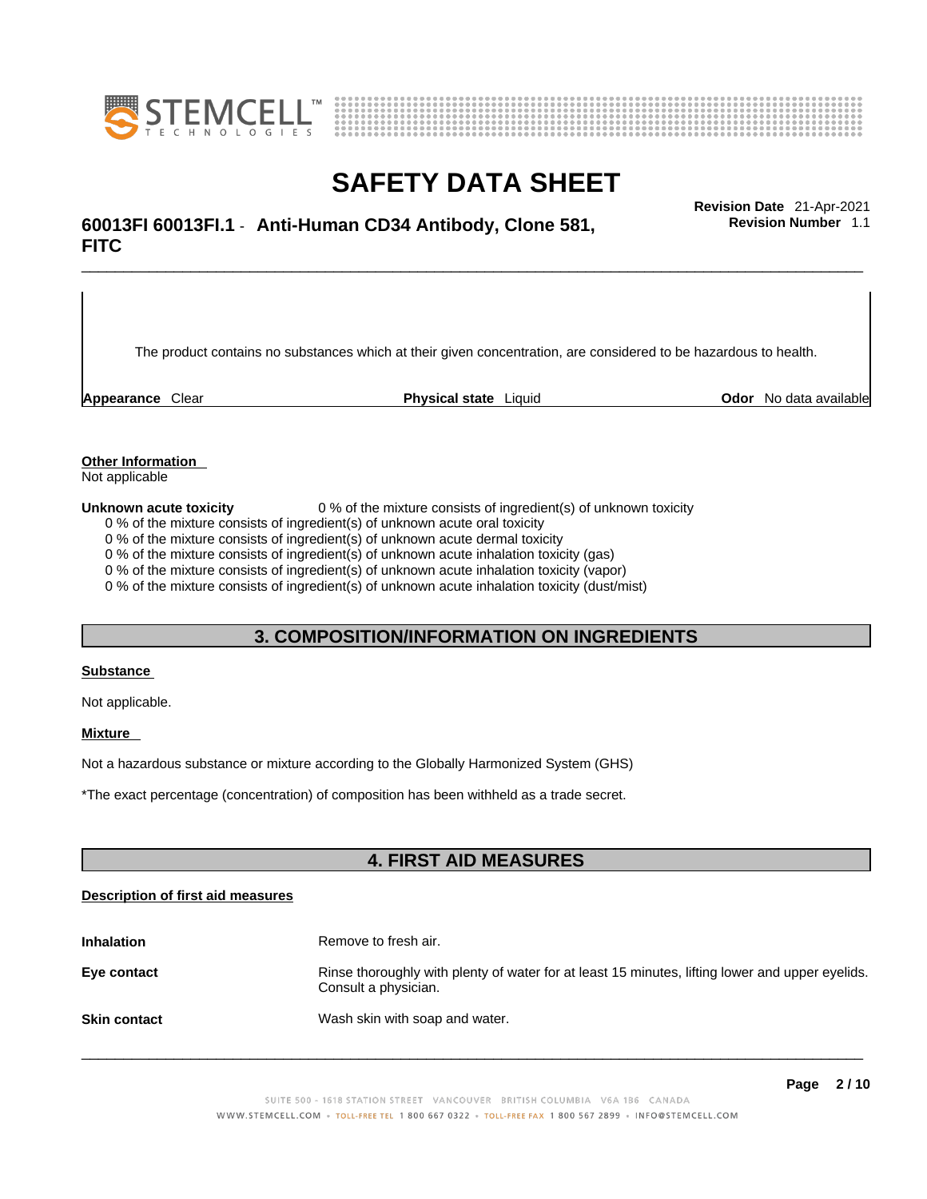The product contains no substances which at their given concentration, are considered to be hazardous to health.

**Appearance** Clear **Physical state** Liquid **Odor** No data available

**Other Information**

Not applicable

**Unknown acute toxicity** 0 % of the mixture consists of ingredient(s) of unknown toxicity

0 % of the mixture consists of ingredient(s) of unknown acute oral toxicity
0 % of the mixture consists of ingredient(s) of unknown acute dermal toxicity
0 % of the mixture consists of ingredient(s) of unknown acute inhalation toxicity (gas)
0 % of the mixture consists of ingredient(s) of unknown acute inhalation toxicity (vapor)
0 % of the mixture consists of ingredient(s) of unknown acute inhalation toxicity (dust/mist)

## 3. COMPOSITION/INFORMATION ON INGREDIENTS

**Substance**

Not applicable.

**Mixture**

Not a hazardous substance or mixture according to the Globally Harmonized System (GHS)

*The exact percentage (concentration) of composition has been withheld as a trade secret.

## 4. FIRST AID MEASURES

**Description of first aid measures**

| | |
|---|---|
| **Inhalation** | Remove to fresh air. |
| **Eye contact** | Rinse thoroughly with plenty of water for at least 15 minutes, lifting lower and upper eyelids. Consult a physician. |
| **Skin contact** | Wash skin with soap and water. |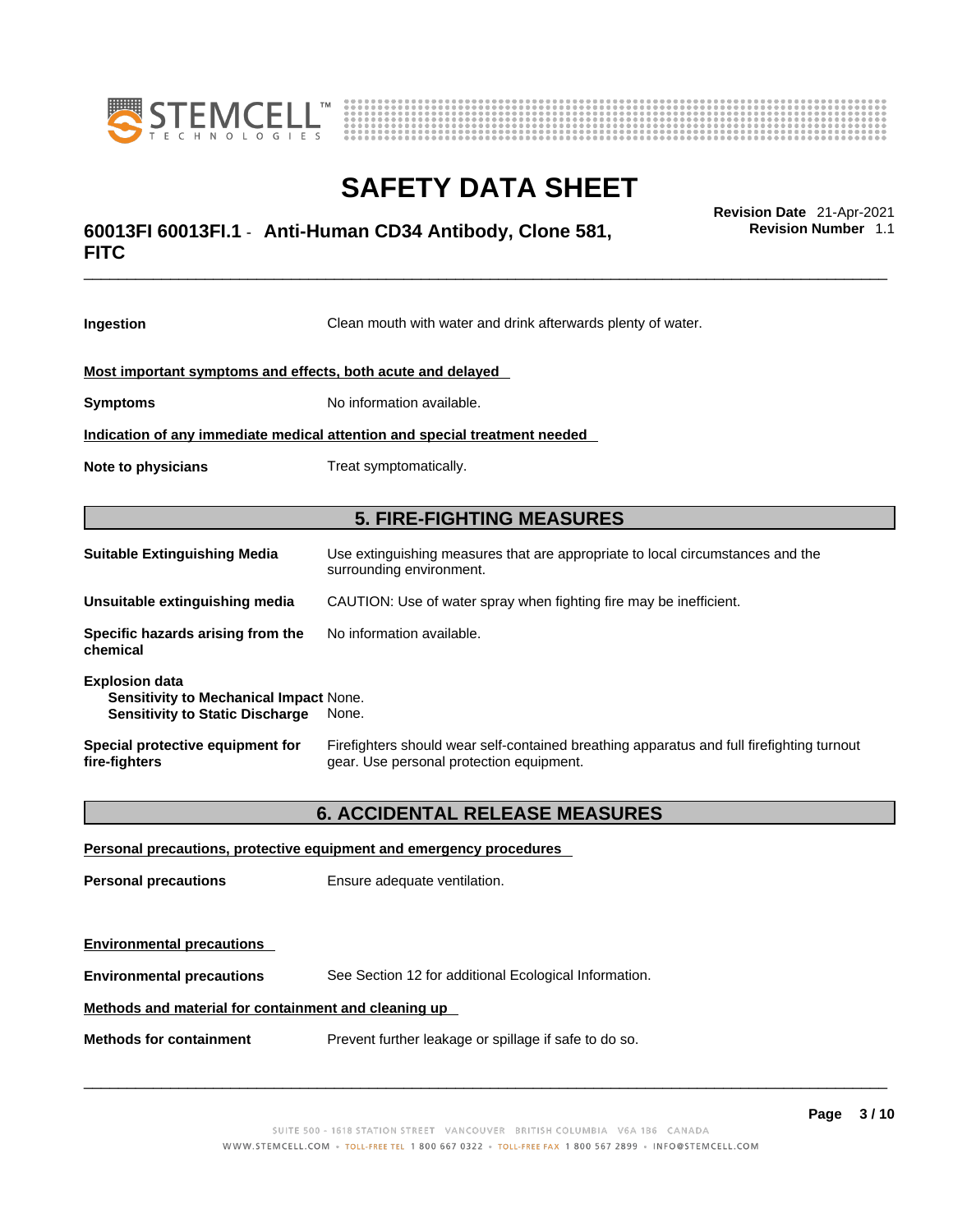**Ingestion** Clean mouth with water and drink afterwards plenty of water.

**Most important symptoms and effects, both acute and delayed**

**Symptoms** No information available.

**Indication of any immediate medical attention and special treatment needed**

**Note to physicians** Treat symptomatically.

## 5. FIRE-FIGHTING MEASURES

**Suitable Extinguishing Media** Use extinguishing measures that are appropriate to local circumstances and the surrounding environment.

**Unsuitable extinguishing media** CAUTION: Use of water spray when fighting fire may be inefficient.

**Specific hazards arising from the chemical** No information available.

**Explosion data**
**Sensitivity to Mechanical Impact** None.
**Sensitivity to Static Discharge** None.

**Special protective equipment for fire-fighters** Firefighters should wear self-contained breathing apparatus and full firefighting turnout gear. Use personal protection equipment.

## 6. ACCIDENTAL RELEASE MEASURES

**Personal precautions, protective equipment and emergency procedures**

**Personal precautions** Ensure adequate ventilation.

**Environmental precautions**

**Environmental precautions** See Section 12 for additional Ecological Information.

**Methods and material for containment and cleaning up**

**Methods for containment** Prevent further leakage or spillage if safe to do so.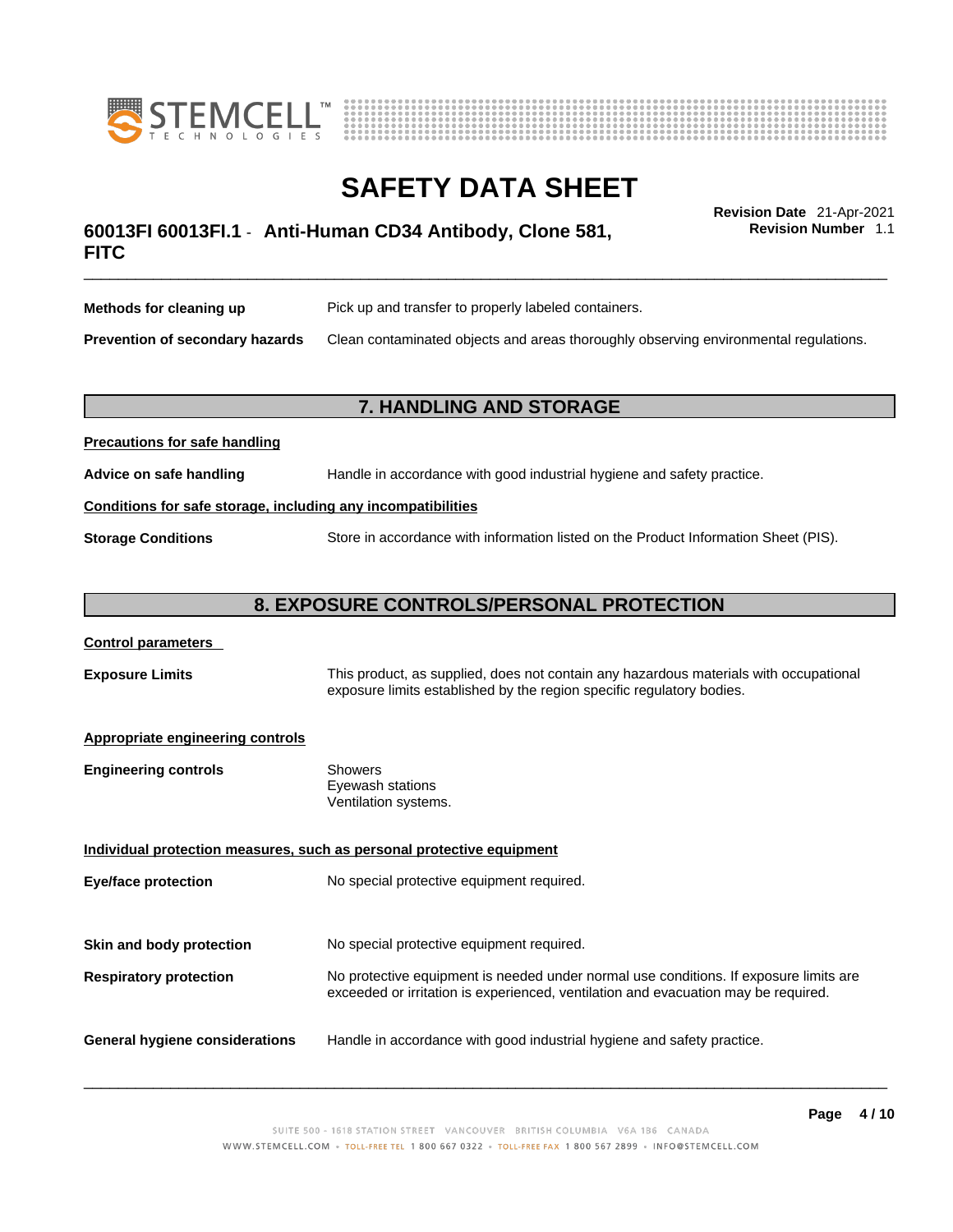| | |
|---|---|
| **Methods for cleaning up** | Pick up and transfer to properly labeled containers. |
| **Prevention of secondary hazards** | Clean contaminated objects and areas thoroughly observing environmental regulations. |

## 7. HANDLING AND STORAGE

**Precautions for safe handling**

| | |
|---|---|
| **Advice on safe handling** | Handle in accordance with good industrial hygiene and safety practice. |

**Conditions for safe storage, including any incompatibilities**

| | |
|---|---|
| **Storage Conditions** | Store in accordance with information listed on the Product Information Sheet (PIS). |

## 8. EXPOSURE CONTROLS/PERSONAL PROTECTION

**Control parameters**

| | |
|---|---|
| **Exposure Limits** | This product, as supplied, does not contain any hazardous materials with occupational exposure limits established by the region specific regulatory bodies. |

**Appropriate engineering controls**

| | |
|---|---|
| **Engineering controls** | Showers<br>Eyewash stations<br>Ventilation systems. |

**Individual protection measures, such as personal protective equipment**

| | |
|---|---|
| **Eye/face protection** | No special protective equipment required. |
| **Skin and body protection** | No special protective equipment required. |
| **Respiratory protection** | No protective equipment is needed under normal use conditions. If exposure limits are exceeded or irritation is experienced, ventilation and evacuation may be required. |
| **General hygiene considerations** | Handle in accordance with good industrial hygiene and safety practice. |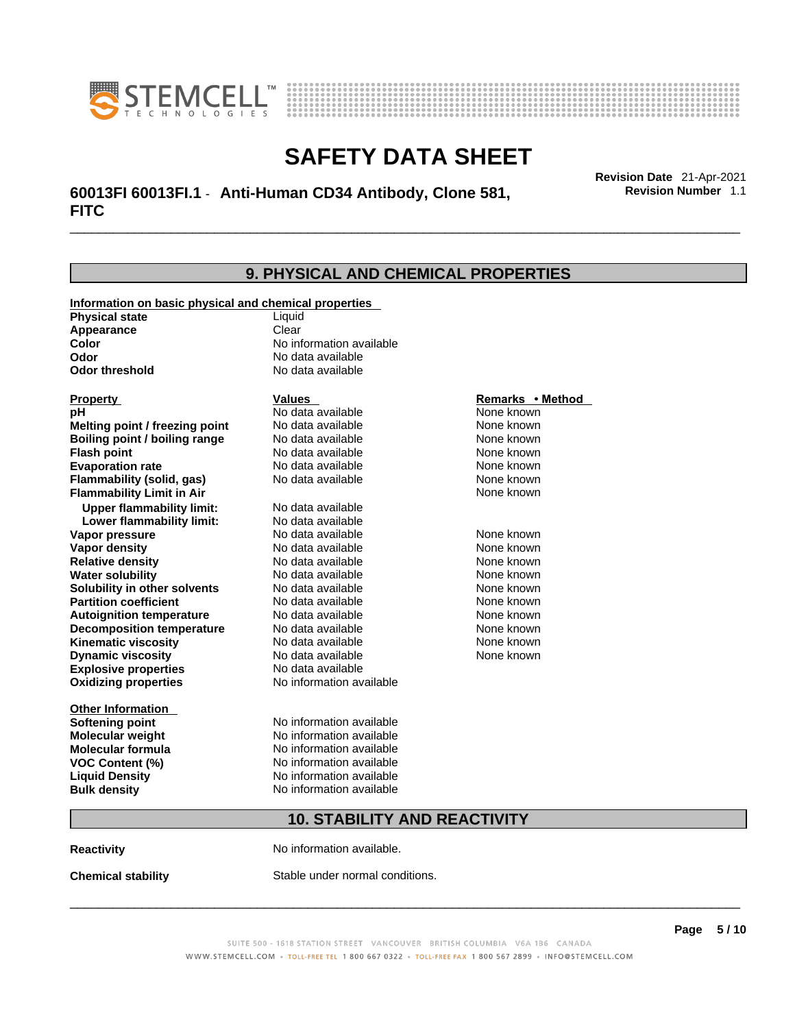## 9. PHYSICAL AND CHEMICAL PROPERTIES

**Information on basic physical and chemical properties**

| | |
|---|---|
| **Physical state** | Liquid |
| **Appearance** | Clear |
| **Color** | No information available |
| **Odor** | No data available |
| **Odor threshold** | No data available |

| Property | Values | Remarks • Method |
|---|---|---|
| **pH** | No data available | None known |
| **Melting point / freezing point** | No data available | None known |
| **Boiling point / boiling range** | No data available | None known |
| **Flash point** | No data available | None known |
| **Evaporation rate** | No data available | None known |
| **Flammability (solid, gas)** | No data available | None known |
| **Flammability Limit in Air** | | None known |
| **Upper flammability limit:** | No data available | |
| **Lower flammability limit:** | No data available | |
| **Vapor pressure** | No data available | None known |
| **Vapor density** | No data available | None known |
| **Relative density** | No data available | None known |
| **Water solubility** | No data available | None known |
| **Solubility in other solvents** | No data available | None known |
| **Partition coefficient** | No data available | None known |
| **Autoignition temperature** | No data available | None known |
| **Decomposition temperature** | No data available | None known |
| **Kinematic viscosity** | No data available | None known |
| **Dynamic viscosity** | No data available | None known |
| **Explosive properties** | No data available | |
| **Oxidizing properties** | No information available | |

**Other Information**

| | |
|---|---|
| **Softening point** | No information available |
| **Molecular weight** | No information available |
| **Molecular formula** | No information available |
| **VOC Content (%)** | No information available |
| **Liquid Density** | No information available |
| **Bulk density** | No information available |

## 10. STABILITY AND REACTIVITY

**Reactivity** No information available.

**Chemical stability** Stable under normal conditions.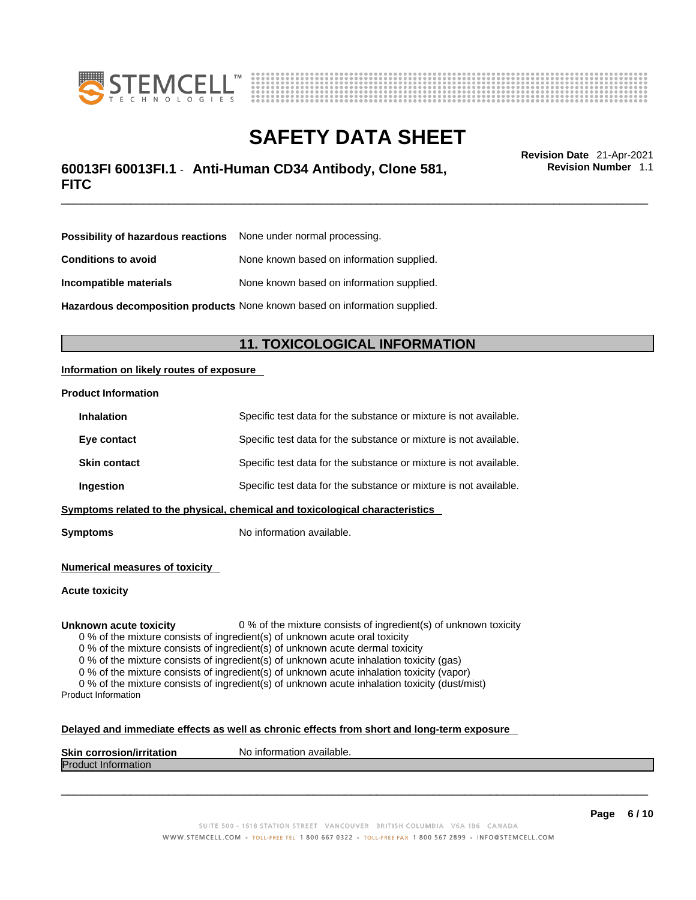**Possibility of hazardous reactions** None under normal processing.

**Conditions to avoid** None known based on information supplied.

**Incompatible materials** None known based on information supplied.

**Hazardous decomposition products** None known based on information supplied.

## 11. TOXICOLOGICAL INFORMATION

**Information on likely routes of exposure**

**Product Information**

**Inhalation** Specific test data for the substance or mixture is not available.

**Eye contact** Specific test data for the substance or mixture is not available.

**Skin contact** Specific test data for the substance or mixture is not available.

**Ingestion** Specific test data for the substance or mixture is not available.

**Symptoms related to the physical, chemical and toxicological characteristics**

**Symptoms** No information available.

**Numerical measures of toxicity**

**Acute toxicity**

**Unknown acute toxicity** 0 % of the mixture consists of ingredient(s) of unknown toxicity

0 % of the mixture consists of ingredient(s) of unknown acute oral toxicity
0 % of the mixture consists of ingredient(s) of unknown acute dermal toxicity
0 % of the mixture consists of ingredient(s) of unknown acute inhalation toxicity (gas)
0 % of the mixture consists of ingredient(s) of unknown acute inhalation toxicity (vapor)
0 % of the mixture consists of ingredient(s) of unknown acute inhalation toxicity (dust/mist)

Product Information

**Delayed and immediate effects as well as chronic effects from short and long-term exposure**

**Skin corrosion/irritation** No information available.

Product Information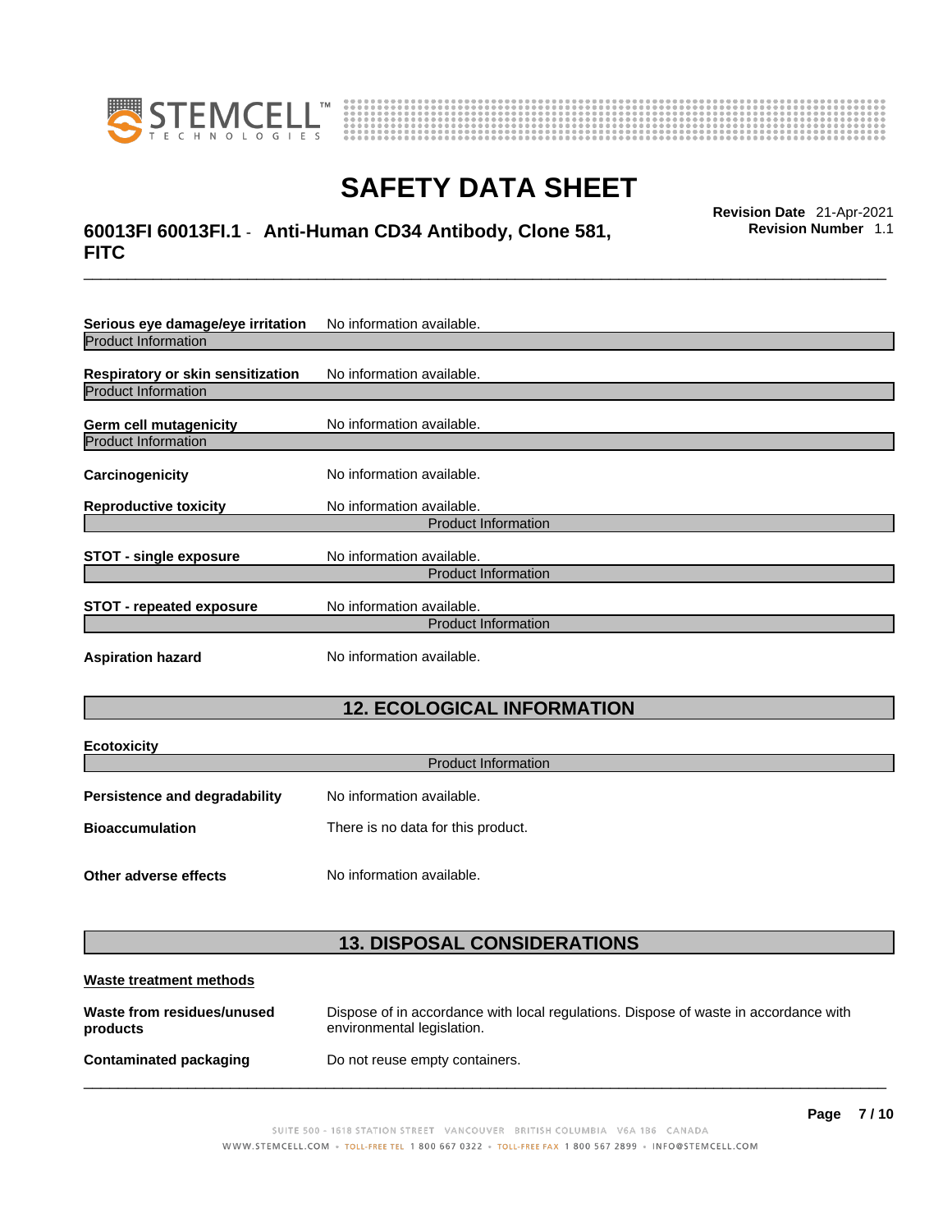**Serious eye damage/eye irritation** No information available.

Product Information

**Respiratory or skin sensitization** No information available.

Product Information

**Germ cell mutagenicity** No information available.

Product Information

**Carcinogenicity** No information available.

**Reproductive toxicity** No information available.

Product Information

**STOT - single exposure** No information available.

Product Information

**STOT - repeated exposure** No information available.

Product Information

**Aspiration hazard** No information available.

## 12. ECOLOGICAL INFORMATION

**Ecotoxicity**

Product Information

**Persistence and degradability** No information available.

**Bioaccumulation** There is no data for this product.

**Other adverse effects** No information available.

## 13. DISPOSAL CONSIDERATIONS

**Waste treatment methods**

**Waste from residues/unused products** Dispose of in accordance with local regulations. Dispose of waste in accordance with environmental legislation.

**Contaminated packaging** Do not reuse empty containers.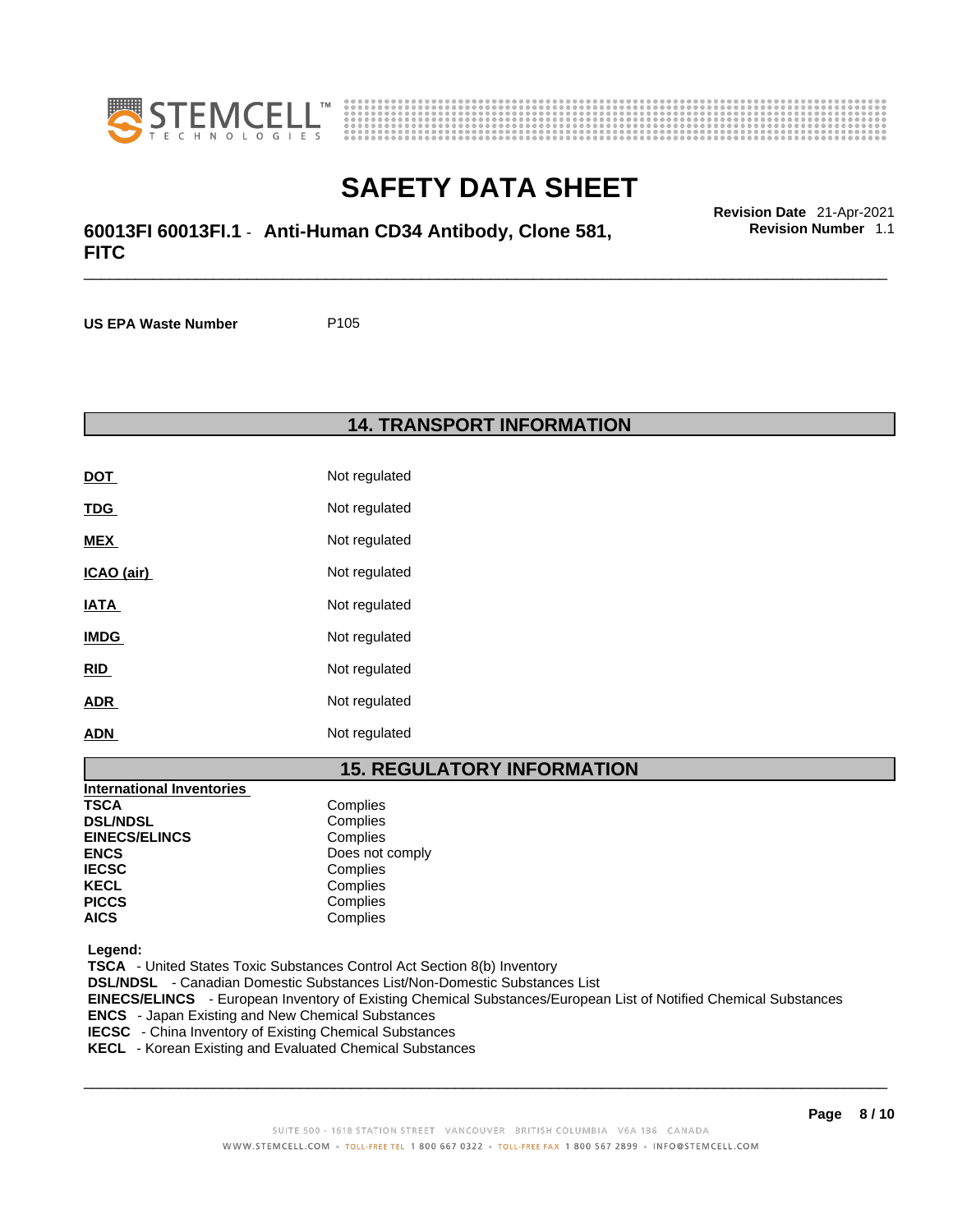**US EPA Waste Number** P105

## 14. TRANSPORT INFORMATION

| | |
|---|---|
| **DOT** | Not regulated |
| **TDG** | Not regulated |
| **MEX** | Not regulated |
| **ICAO (air)** | Not regulated |
| **IATA** | Not regulated |
| **IMDG** | Not regulated |
| **RID** | Not regulated |
| **ADR** | Not regulated |
| **ADN** | Not regulated |

## 15. REGULATORY INFORMATION

**International Inventories**

| | |
|---|---|
| **TSCA** | Complies |
| **DSL/NDSL** | Complies |
| **EINECS/ELINCS** | Complies |
| **ENCS** | Does not comply |
| **IECSC** | Complies |
| **KECL** | Complies |
| **PICCS** | Complies |
| **AICS** | Complies |

**Legend:**

**TSCA** - United States Toxic Substances Control Act Section 8(b) Inventory
**DSL/NDSL** - Canadian Domestic Substances List/Non-Domestic Substances List
**EINECS/ELINCS** - European Inventory of Existing Chemical Substances/European List of Notified Chemical Substances
**ENCS** - Japan Existing and New Chemical Substances
**IECSC** - China Inventory of Existing Chemical Substances
**KECL** - Korean Existing and Evaluated Chemical Substances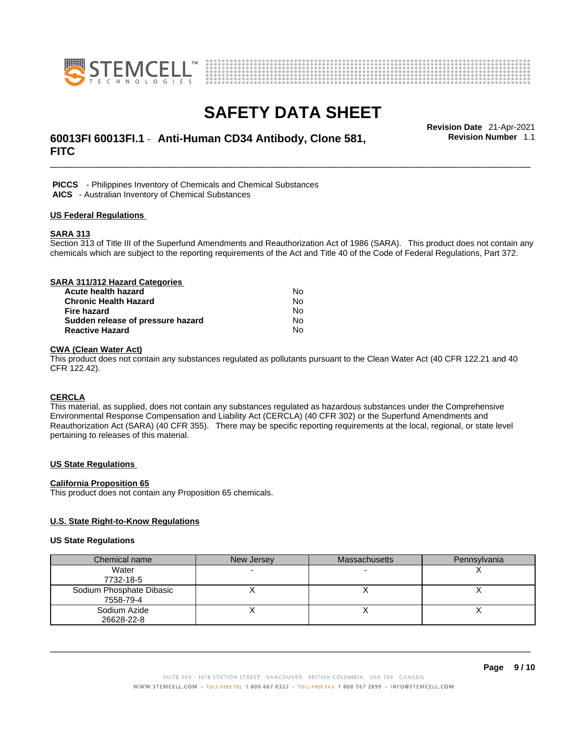**PICCS** - Philippines Inventory of Chemicals and Chemical Substances
**AICS** - Australian Inventory of Chemical Substances

## US Federal Regulations

### SARA 313

Section 313 of Title III of the Superfund Amendments and Reauthorization Act of 1986 (SARA). This product does not contain any chemicals which are subject to the reporting requirements of the Act and Title 40 of the Code of Federal Regulations, Part 372.

### SARA 311/312 Hazard Categories

| | |
|---|---|
| **Acute health hazard** | No |
| **Chronic Health Hazard** | No |
| **Fire hazard** | No |
| **Sudden release of pressure hazard** | No |
| **Reactive Hazard** | No |

### CWA (Clean Water Act)

This product does not contain any substances regulated as pollutants pursuant to the Clean Water Act (40 CFR 122.21 and 40 CFR 122.42).

### CERCLA

This material, as supplied, does not contain any substances regulated as hazardous substances under the Comprehensive Environmental Response Compensation and Liability Act (CERCLA) (40 CFR 302) or the Superfund Amendments and Reauthorization Act (SARA) (40 CFR 355). There may be specific reporting requirements at the local, regional, or state level pertaining to releases of this material.

## US State Regulations

### California Proposition 65

This product does not contain any Proposition 65 chemicals.

### U.S. State Right-to-Know Regulations

### US State Regulations

| Chemical name | New Jersey | Massachusetts | Pennsylvania |
|---|---|---|---|
| Water 7732-18-5 | - | - | X |
| Sodium Phosphate Dibasic 7558-79-4 | X | X | X |
| Sodium Azide 26628-22-8 | X | X | X |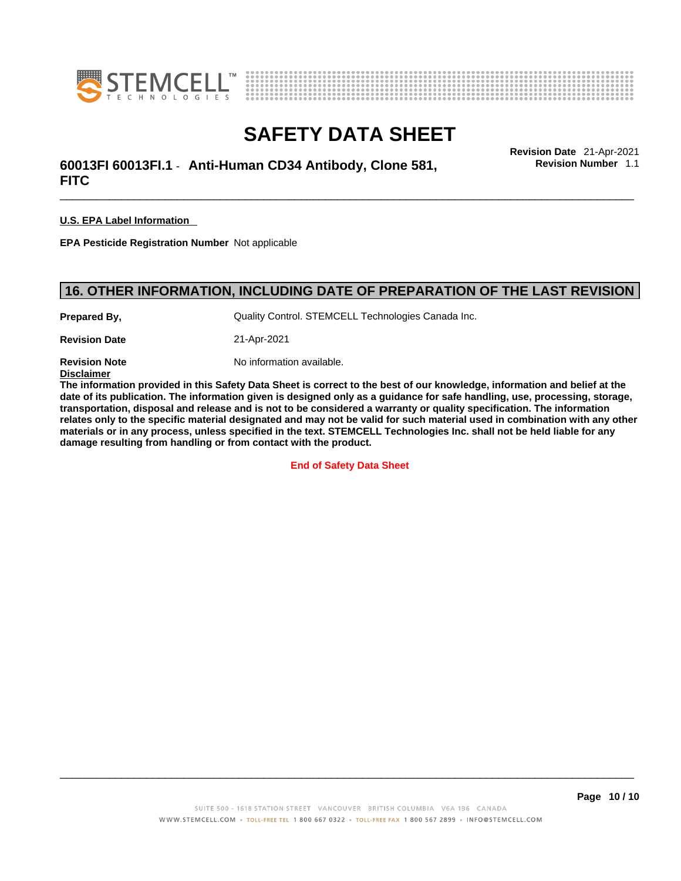**U.S. EPA Label Information**

**EPA Pesticide Registration Number** Not applicable

## 16. OTHER INFORMATION, INCLUDING DATE OF PREPARATION OF THE LAST REVISION

**Prepared By,** Quality Control. STEMCELL Technologies Canada Inc.

**Revision Date** 21-Apr-2021

**Revision Note** No information available.

**Disclaimer**

**The information provided in this Safety Data Sheet is correct to the best of our knowledge, information and belief at the date of its publication. The information given is designed only as a guidance for safe handling, use, processing, storage, transportation, disposal and release and is not to be considered a warranty or quality specification. The information relates only to the specific material designated and may not be valid for such material used in combination with any other materials or in any process, unless specified in the text. STEMCELL Technologies Inc. shall not be held liable for any damage resulting from handling or from contact with the product.**

**End of Safety Data Sheet**